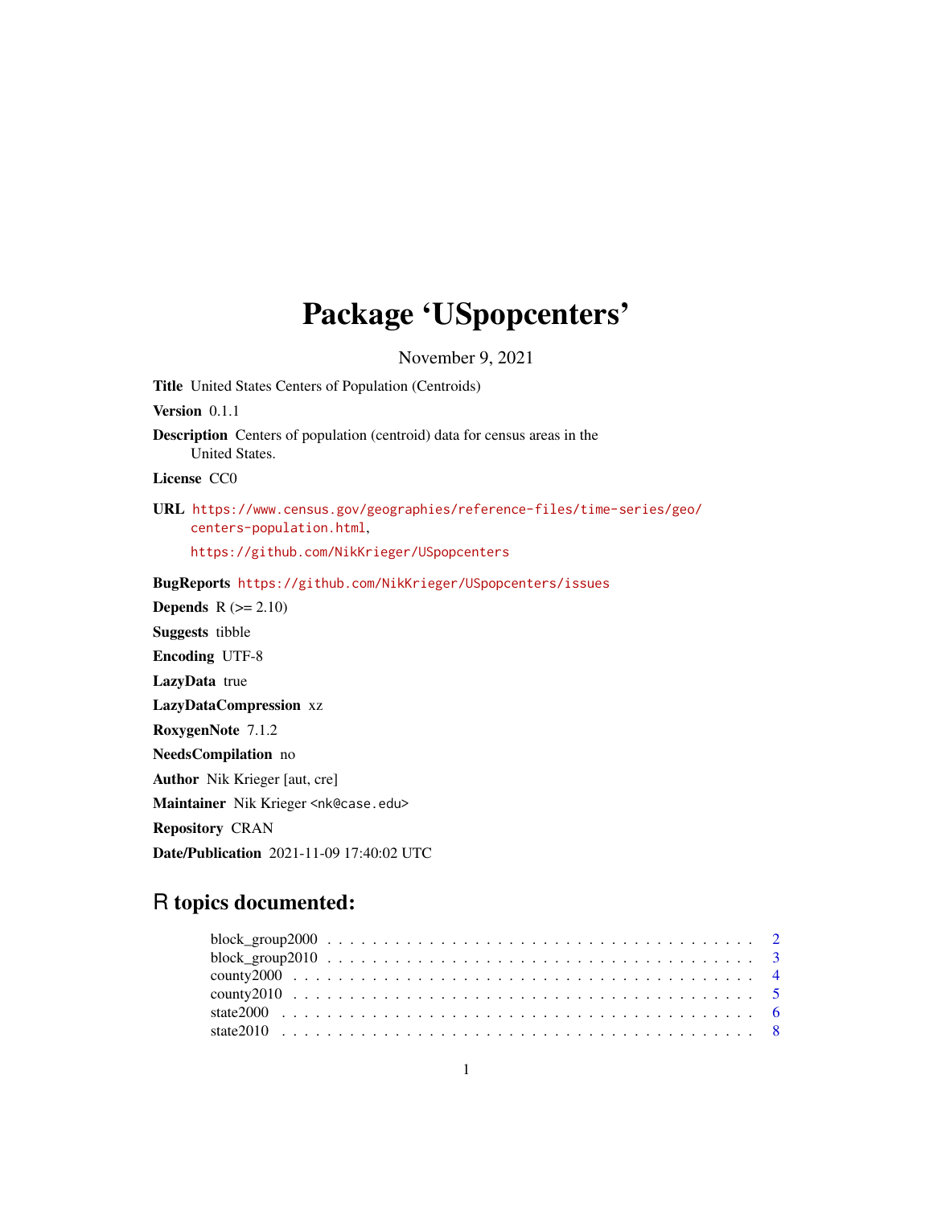# Package 'USpopcenters'

November 9, 2021

**Title** United States Centers of Population (Centroids)

**Version** 0.1.1

**Description** Centers of population (centroid) data for census areas in the United States.

**License** CC0

**URL** https://www.census.gov/geographies/reference-files/time-series/geo/centers-population.html, https://github.com/NikKrieger/USpopcenters

**BugReports** https://github.com/NikKrieger/USpopcenters/issues

**Depends** R (>= 2.10)

**Suggests** tibble

**Encoding** UTF-8

**LazyData** true

**LazyDataCompression** xz

**RoxygenNote** 7.1.2

**NeedsCompilation** no

**Author** Nik Krieger [aut, cre]

**Maintainer** Nik Krieger <nk@case.edu>

**Repository** CRAN

**Date/Publication** 2021-11-09 17:40:02 UTC

## R topics documented:

- block_group2000 . . . . . 2
- block_group2010 . . . . . 3
- county2000 . . . . . 4
- county2010 . . . . . 5
- state2000 . . . . . 6
- state2010 . . . . . 8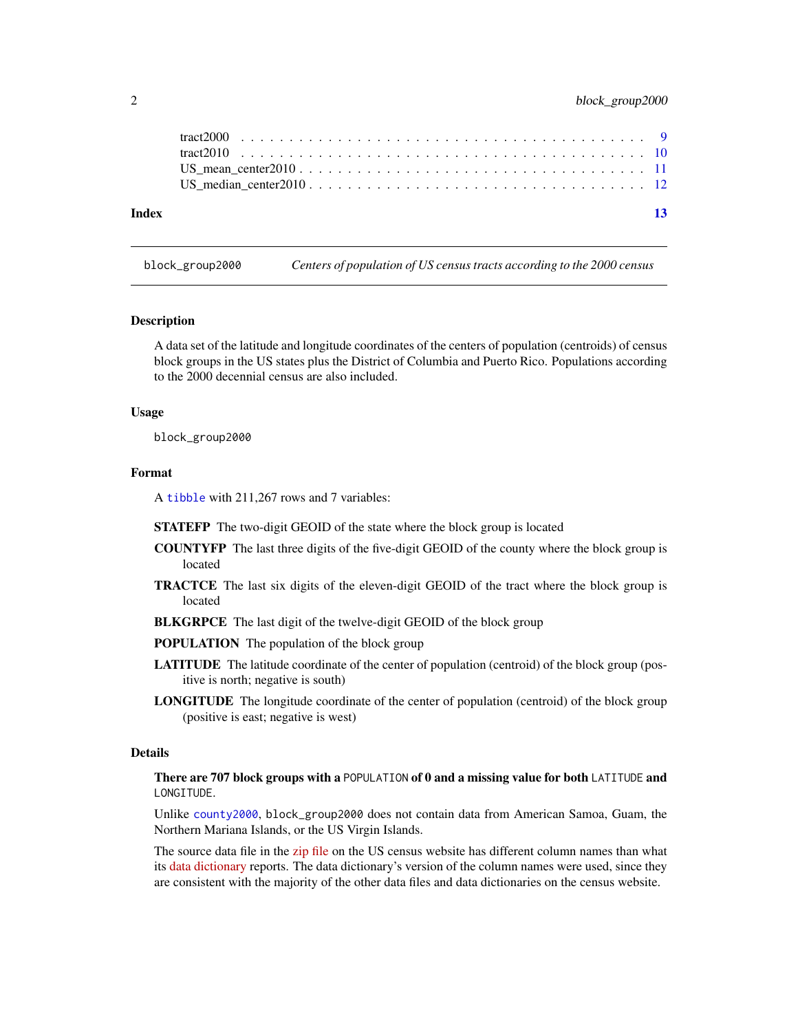tract2000 . . . . . . . . . . . . . . . . . . . . . . . . . . . . . . . . . . . . . . . . 9
tract2010 . . . . . . . . . . . . . . . . . . . . . . . . . . . . . . . . . . . . . . . . 10
US_mean_center2010 . . . . . . . . . . . . . . . . . . . . . . . . . . . . . . . . . . 11
US_median_center2010 . . . . . . . . . . . . . . . . . . . . . . . . . . . . . . . . . 12

**Index** **13**

---

`block_group2000` *Centers of population of US census tracts according to the 2000 census*

---

### Description

A data set of the latitude and longitude coordinates of the centers of population (centroids) of census block groups in the US states plus the District of Columbia and Puerto Rico. Populations according to the 2000 decennial census are also included.

### Usage

```
block_group2000
```

### Format

A `tibble` with 211,267 rows and 7 variables:

**STATEFP** The two-digit GEOID of the state where the block group is located

**COUNTYFP** The last three digits of the five-digit GEOID of the county where the block group is located

**TRACTCE** The last six digits of the eleven-digit GEOID of the tract where the block group is located

**BLKGRPCE** The last digit of the twelve-digit GEOID of the block group

**POPULATION** The population of the block group

**LATITUDE** The latitude coordinate of the center of population (centroid) of the block group (positive is north; negative is south)

**LONGITUDE** The longitude coordinate of the center of population (centroid) of the block group (positive is east; negative is west)

### Details

**There are 707 block groups with a `POPULATION` of 0 and a missing value for both `LATITUDE` and `LONGITUDE`.**

Unlike `county2000`, `block_group2000` does not contain data from American Samoa, Guam, the Northern Mariana Islands, or the US Virgin Islands.

The source data file in the zip file on the US census website has different column names than what its data dictionary reports. The data dictionary's version of the column names were used, since they are consistent with the majority of the other data files and data dictionaries on the census website.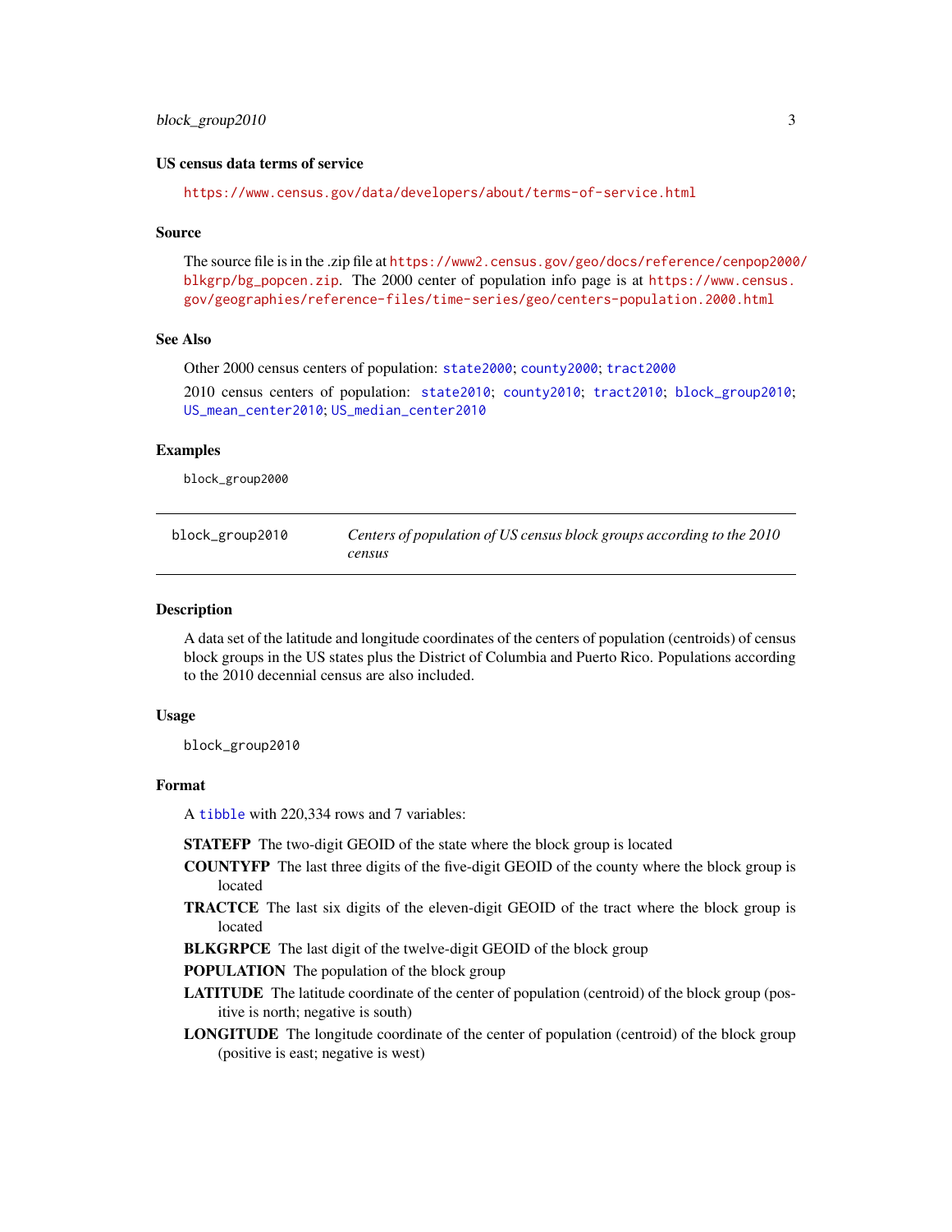### US census data terms of service

https://www.census.gov/data/developers/about/terms-of-service.html

### Source

The source file is in the .zip file at https://www2.census.gov/geo/docs/reference/cenpop2000/blkgrp/bg_popcen.zip. The 2000 center of population info page is at https://www.census.gov/geographies/reference-files/time-series/geo/centers-population.2000.html

### See Also

Other 2000 census centers of population: `state2000`; `county2000`; `tract2000`

2010 census centers of population: `state2010`; `county2010`; `tract2010`; `block_group2010`; `US_mean_center2010`; `US_median_center2010`

### Examples

```
block_group2000
```

---

## block_group2010 — *Centers of population of US census block groups according to the 2010 census*

---

### Description

A data set of the latitude and longitude coordinates of the centers of population (centroids) of census block groups in the US states plus the District of Columbia and Puerto Rico. Populations according to the 2010 decennial census are also included.

### Usage

```
block_group2010
```

### Format

A `tibble` with 220,334 rows and 7 variables:

- **STATEFP** The two-digit GEOID of the state where the block group is located
- **COUNTYFP** The last three digits of the five-digit GEOID of the county where the block group is located
- **TRACTCE** The last six digits of the eleven-digit GEOID of the tract where the block group is located
- **BLKGRPCE** The last digit of the twelve-digit GEOID of the block group
- **POPULATION** The population of the block group
- **LATITUDE** The latitude coordinate of the center of population (centroid) of the block group (positive is north; negative is south)
- **LONGITUDE** The longitude coordinate of the center of population (centroid) of the block group (positive is east; negative is west)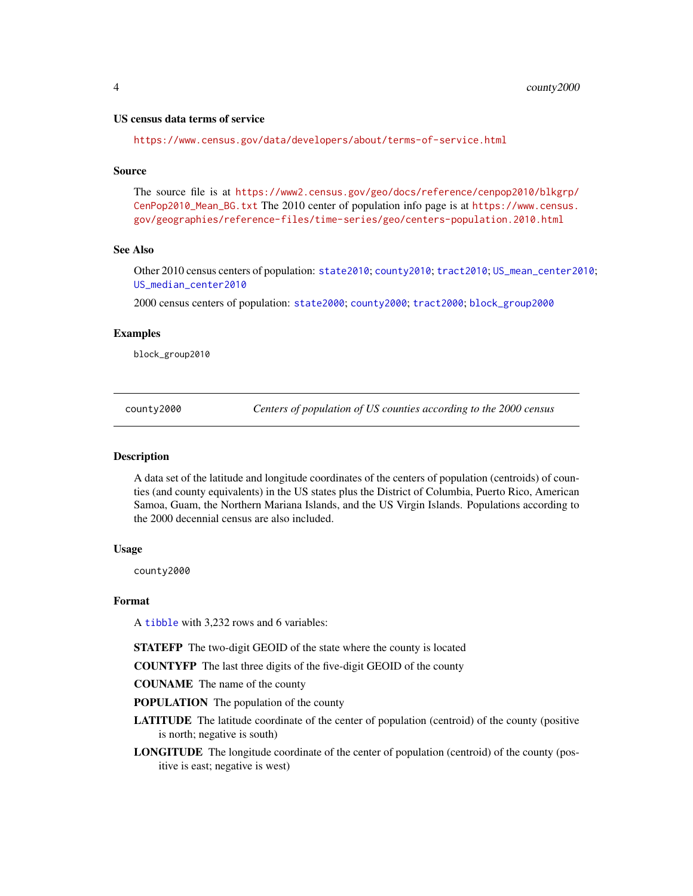### US census data terms of service

https://www.census.gov/data/developers/about/terms-of-service.html

### Source

The source file is at https://www2.census.gov/geo/docs/reference/cenpop2010/blkgrp/CenPop2010_Mean_BG.txt The 2010 center of population info page is at https://www.census.gov/geographies/reference-files/time-series/geo/centers-population.2010.html

### See Also

Other 2010 census centers of population: state2010; county2010; tract2010; US_mean_center2010; US_median_center2010

2000 census centers of population: state2000; county2000; tract2000; block_group2000

### Examples

```
block_group2010
```

---

## county2000 — *Centers of population of US counties according to the 2000 census*

---

### Description

A data set of the latitude and longitude coordinates of the centers of population (centroids) of counties (and county equivalents) in the US states plus the District of Columbia, Puerto Rico, American Samoa, Guam, the Northern Mariana Islands, and the US Virgin Islands. Populations according to the 2000 decennial census are also included.

### Usage

```
county2000
```

### Format

A tibble with 3,232 rows and 6 variables:

**STATEFP** The two-digit GEOID of the state where the county is located

**COUNTYFP** The last three digits of the five-digit GEOID of the county

**COUNAME** The name of the county

**POPULATION** The population of the county

**LATITUDE** The latitude coordinate of the center of population (centroid) of the county (positive is north; negative is south)

**LONGITUDE** The longitude coordinate of the center of population (centroid) of the county (positive is east; negative is west)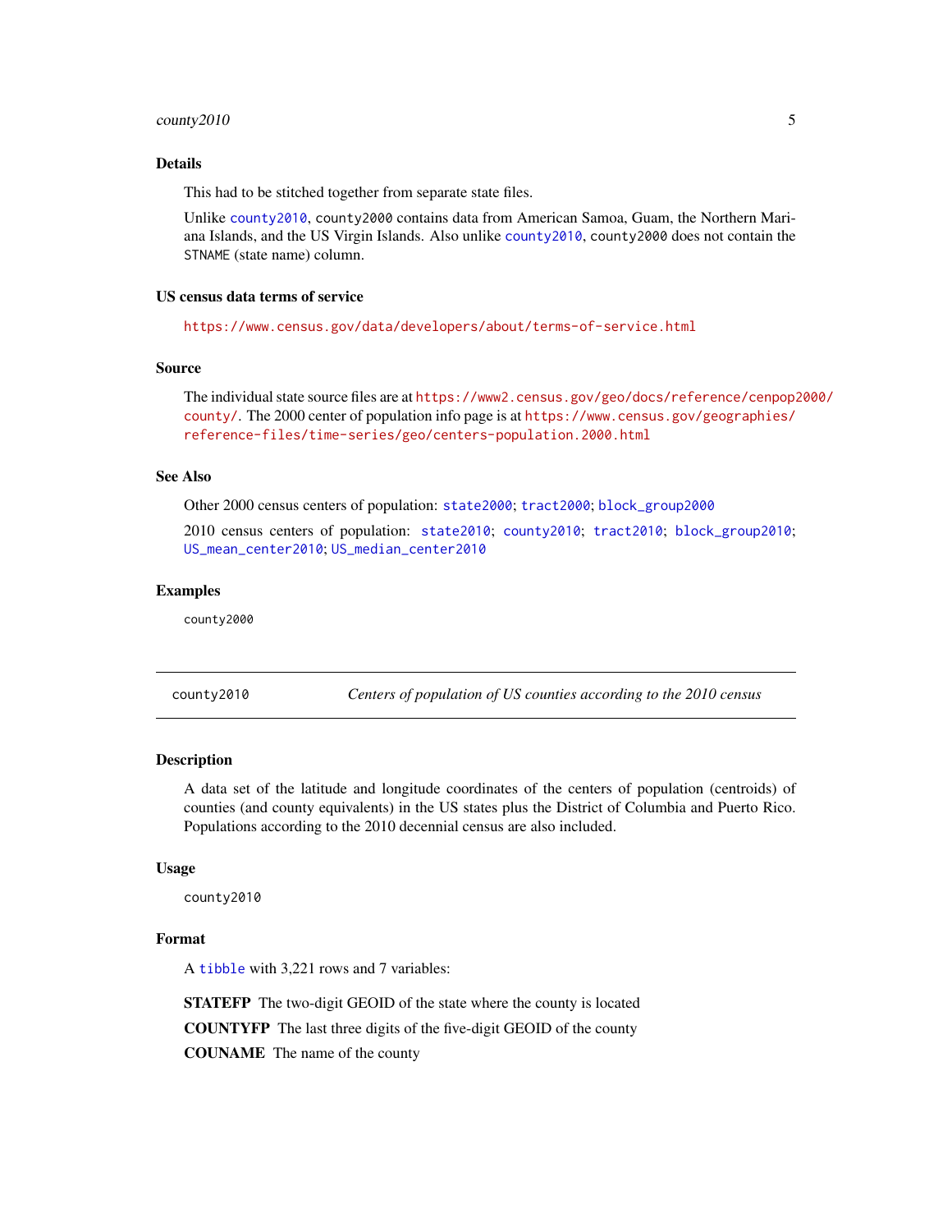### Details

This had to be stitched together from separate state files.

Unlike `county2010`, `county2000` contains data from American Samoa, Guam, the Northern Mariana Islands, and the US Virgin Islands. Also unlike `county2010`, `county2000` does not contain the `STNAME` (state name) column.

### US census data terms of service

https://www.census.gov/data/developers/about/terms-of-service.html

### Source

The individual state source files are at https://www2.census.gov/geo/docs/reference/cenpop2000/county/. The 2000 center of population info page is at https://www.census.gov/geographies/reference-files/time-series/geo/centers-population.2000.html

### See Also

Other 2000 census centers of population: `state2000`; `tract2000`; `block_group2000`

2010 census centers of population: `state2010`; `county2010`; `tract2010`; `block_group2010`; `US_mean_center2010`; `US_median_center2010`

### Examples

```
county2000
```

---

## county2010 — *Centers of population of US counties according to the 2010 census*

### Description

A data set of the latitude and longitude coordinates of the centers of population (centroids) of counties (and county equivalents) in the US states plus the District of Columbia and Puerto Rico. Populations according to the 2010 decennial census are also included.

### Usage

```
county2010
```

### Format

A `tibble` with 3,221 rows and 7 variables:

**STATEFP** The two-digit GEOID of the state where the county is located

**COUNTYFP** The last three digits of the five-digit GEOID of the county

**COUNAME** The name of the county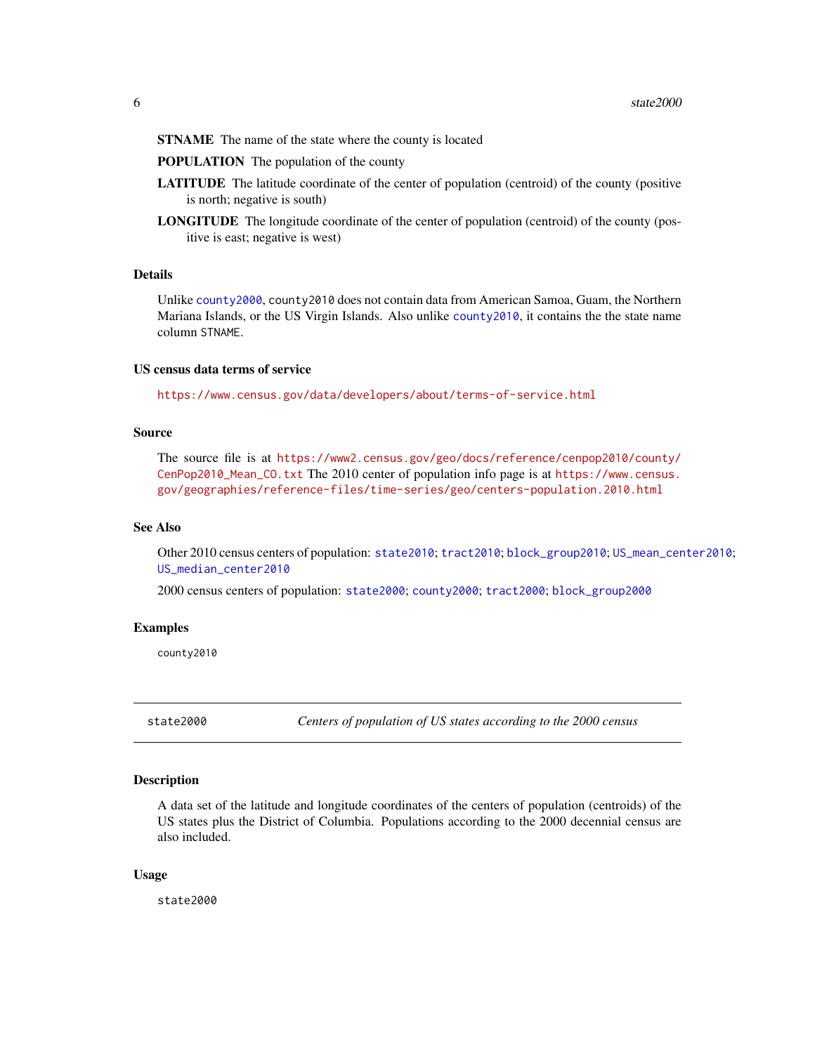**STNAME** The name of the state where the county is located

**POPULATION** The population of the county

**LATITUDE** The latitude coordinate of the center of population (centroid) of the county (positive is north; negative is south)

**LONGITUDE** The longitude coordinate of the center of population (centroid) of the county (positive is east; negative is west)

### Details

Unlike `county2000`, `county2010` does not contain data from American Samoa, Guam, the Northern Mariana Islands, or the US Virgin Islands. Also unlike `county2010`, it contains the the state name column `STNAME`.

### US census data terms of service

https://www.census.gov/data/developers/about/terms-of-service.html

### Source

The source file is at https://www2.census.gov/geo/docs/reference/cenpop2010/county/CenPop2010_Mean_CO.txt The 2010 center of population info page is at https://www.census.gov/geographies/reference-files/time-series/geo/centers-population.2010.html

### See Also

Other 2010 census centers of population: `state2010`; `tract2010`; `block_group2010`; `US_mean_center2010`; `US_median_center2010`

2000 census centers of population: `state2000`; `county2000`; `tract2000`; `block_group2000`

### Examples

```
county2010
```

---

## state2000 — *Centers of population of US states according to the 2000 census*

### Description

A data set of the latitude and longitude coordinates of the centers of population (centroids) of the US states plus the District of Columbia. Populations according to the 2000 decennial census are also included.

### Usage

```
state2000
```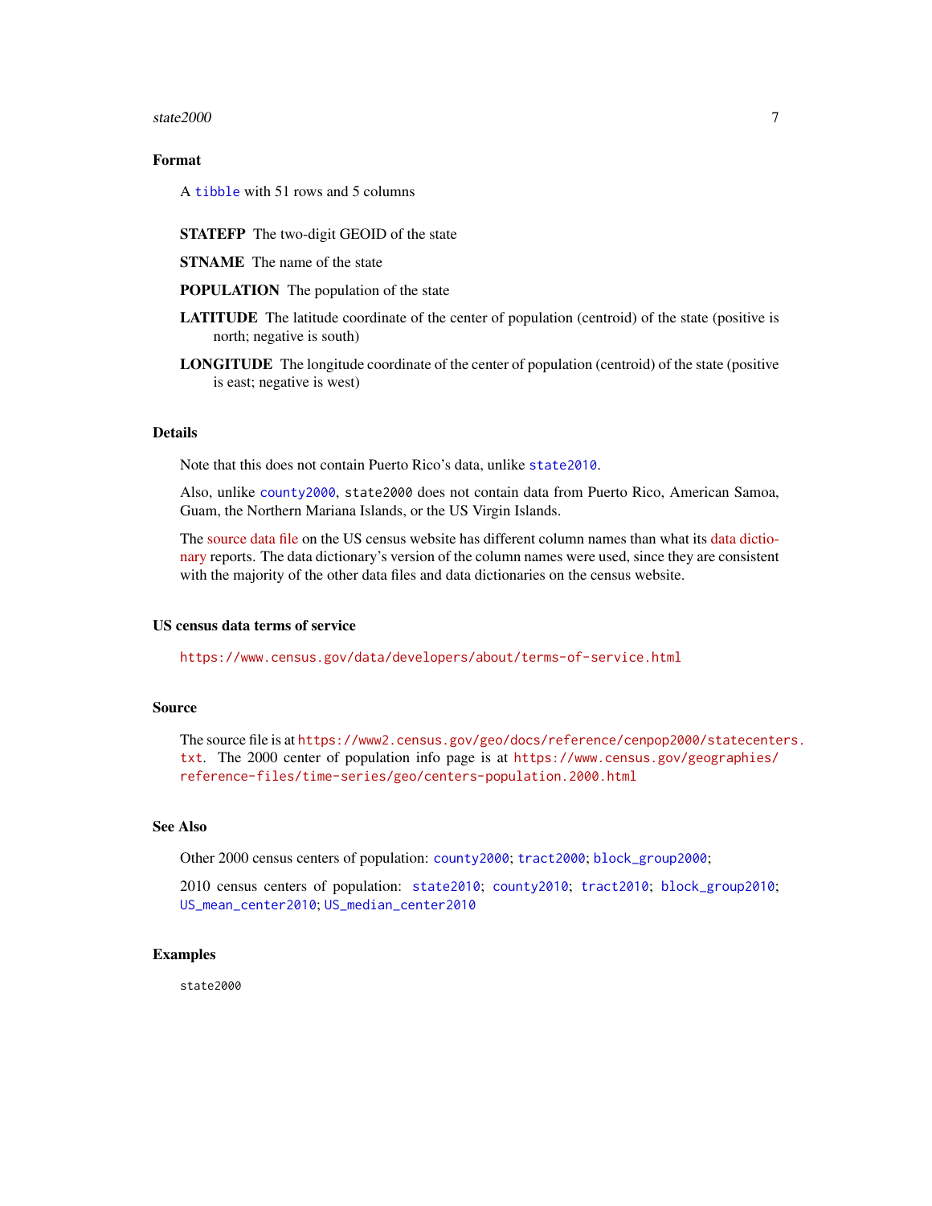## Format

A tibble with 51 rows and 5 columns

**STATEFP** The two-digit GEOID of the state

**STNAME** The name of the state

**POPULATION** The population of the state

**LATITUDE** The latitude coordinate of the center of population (centroid) of the state (positive is north; negative is south)

**LONGITUDE** The longitude coordinate of the center of population (centroid) of the state (positive is east; negative is west)

## Details

Note that this does not contain Puerto Rico's data, unlike `state2010`.

Also, unlike `county2000`, `state2000` does not contain data from Puerto Rico, American Samoa, Guam, the Northern Mariana Islands, or the US Virgin Islands.

The source data file on the US census website has different column names than what its data dictionary reports. The data dictionary's version of the column names were used, since they are consistent with the majority of the other data files and data dictionaries on the census website.

## US census data terms of service

`https://www.census.gov/data/developers/about/terms-of-service.html`

## Source

The source file is at `https://www2.census.gov/geo/docs/reference/cenpop2000/statecenters.txt`. The 2000 center of population info page is at `https://www.census.gov/geographies/reference-files/time-series/geo/centers-population.2000.html`

## See Also

Other 2000 census centers of population: `county2000`; `tract2000`; `block_group2000`;

2010 census centers of population: `state2010`; `county2010`; `tract2010`; `block_group2010`; `US_mean_center2010`; `US_median_center2010`

## Examples

```
state2000
```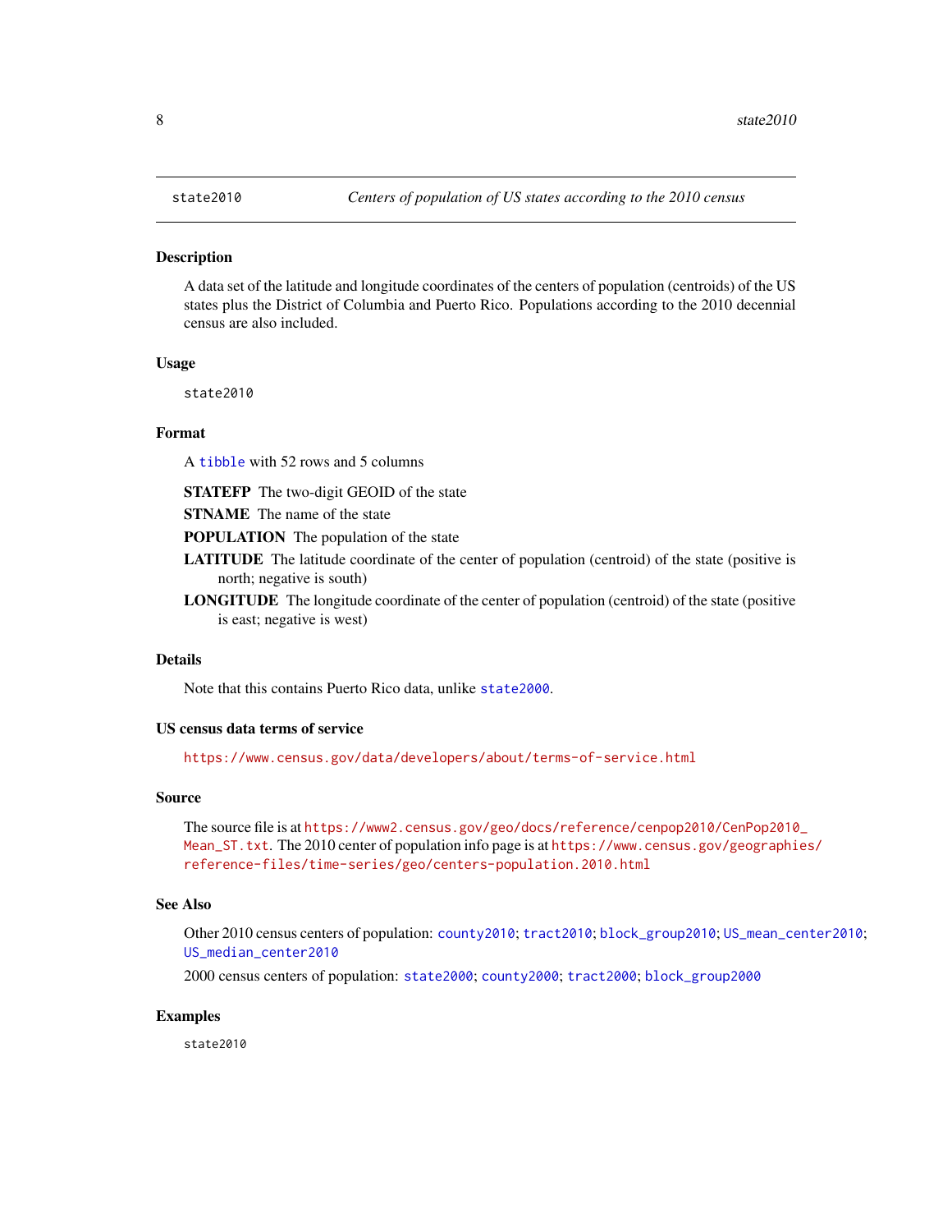# state2010 — *Centers of population of US states according to the 2010 census*

## Description

A data set of the latitude and longitude coordinates of the centers of population (centroids) of the US states plus the District of Columbia and Puerto Rico. Populations according to the 2010 decennial census are also included.

## Usage

```
state2010
```

## Format

A tibble with 52 rows and 5 columns

**STATEFP** The two-digit GEOID of the state

**STNAME** The name of the state

**POPULATION** The population of the state

**LATITUDE** The latitude coordinate of the center of population (centroid) of the state (positive is north; negative is south)

**LONGITUDE** The longitude coordinate of the center of population (centroid) of the state (positive is east; negative is west)

## Details

Note that this contains Puerto Rico data, unlike state2000.

## US census data terms of service

https://www.census.gov/data/developers/about/terms-of-service.html

## Source

The source file is at https://www2.census.gov/geo/docs/reference/cenpop2010/CenPop2010_Mean_ST.txt. The 2010 center of population info page is at https://www.census.gov/geographies/reference-files/time-series/geo/centers-population.2010.html

## See Also

Other 2010 census centers of population: county2010; tract2010; block_group2010; US_mean_center2010; US_median_center2010

2000 census centers of population: state2000; county2000; tract2000; block_group2000

## Examples

```
state2010
```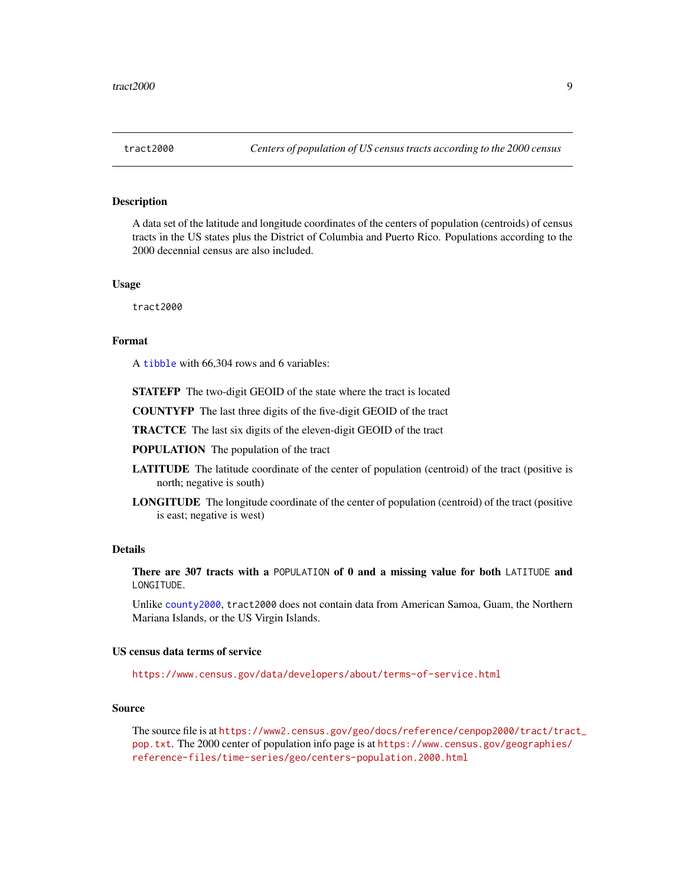tract2000 — *Centers of population of US census tracts according to the 2000 census*

## Description

A data set of the latitude and longitude coordinates of the centers of population (centroids) of census tracts in the US states plus the District of Columbia and Puerto Rico. Populations according to the 2000 decennial census are also included.

## Usage

```
tract2000
```

## Format

A tibble with 66,304 rows and 6 variables:

**STATEFP** The two-digit GEOID of the state where the tract is located

**COUNTYFP** The last three digits of the five-digit GEOID of the tract

**TRACTCE** The last six digits of the eleven-digit GEOID of the tract

**POPULATION** The population of the tract

**LATITUDE** The latitude coordinate of the center of population (centroid) of the tract (positive is north; negative is south)

**LONGITUDE** The longitude coordinate of the center of population (centroid) of the tract (positive is east; negative is west)

## Details

**There are 307 tracts with a `POPULATION` of 0 and a missing value for both `LATITUDE` and `LONGITUDE`.**

Unlike `county2000`, `tract2000` does not contain data from American Samoa, Guam, the Northern Mariana Islands, or the US Virgin Islands.

## US census data terms of service

https://www.census.gov/data/developers/about/terms-of-service.html

## Source

The source file is at https://www2.census.gov/geo/docs/reference/cenpop2000/tract/tract_pop.txt. The 2000 center of population info page is at https://www.census.gov/geographies/reference-files/time-series/geo/centers-population.2000.html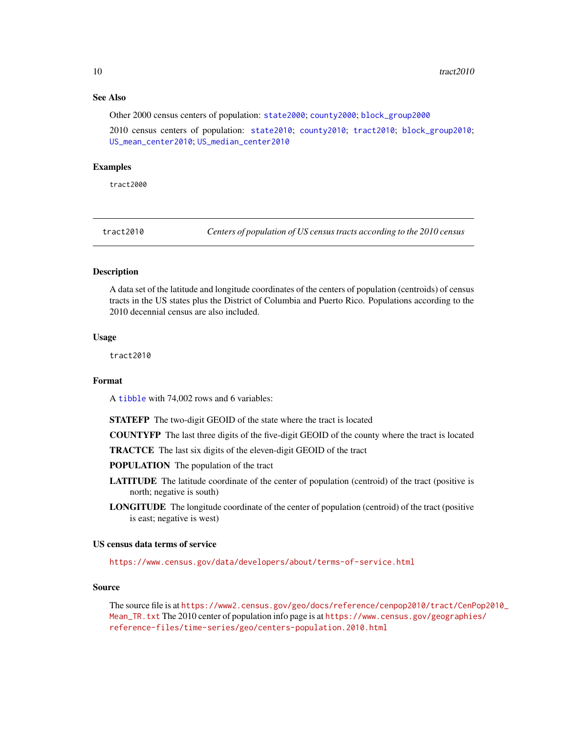### See Also

Other 2000 census centers of population: state2000; county2000; block_group2000

2010 census centers of population: state2010; county2010; tract2010; block_group2010; US_mean_center2010; US_median_center2010

### Examples

```
tract2000
```

---

## tract2010 — *Centers of population of US census tracts according to the 2010 census*

---

### Description

A data set of the latitude and longitude coordinates of the centers of population (centroids) of census tracts in the US states plus the District of Columbia and Puerto Rico. Populations according to the 2010 decennial census are also included.

### Usage

```
tract2010
```

### Format

A tibble with 74,002 rows and 6 variables:

**STATEFP** The two-digit GEOID of the state where the tract is located

**COUNTYFP** The last three digits of the five-digit GEOID of the county where the tract is located

**TRACTCE** The last six digits of the eleven-digit GEOID of the tract

**POPULATION** The population of the tract

**LATITUDE** The latitude coordinate of the center of population (centroid) of the tract (positive is north; negative is south)

**LONGITUDE** The longitude coordinate of the center of population (centroid) of the tract (positive is east; negative is west)

### US census data terms of service

https://www.census.gov/data/developers/about/terms-of-service.html

### Source

The source file is at https://www2.census.gov/geo/docs/reference/cenpop2010/tract/CenPop2010_Mean_TR.txt The 2010 center of population info page is at https://www.census.gov/geographies/reference-files/time-series/geo/centers-population.2010.html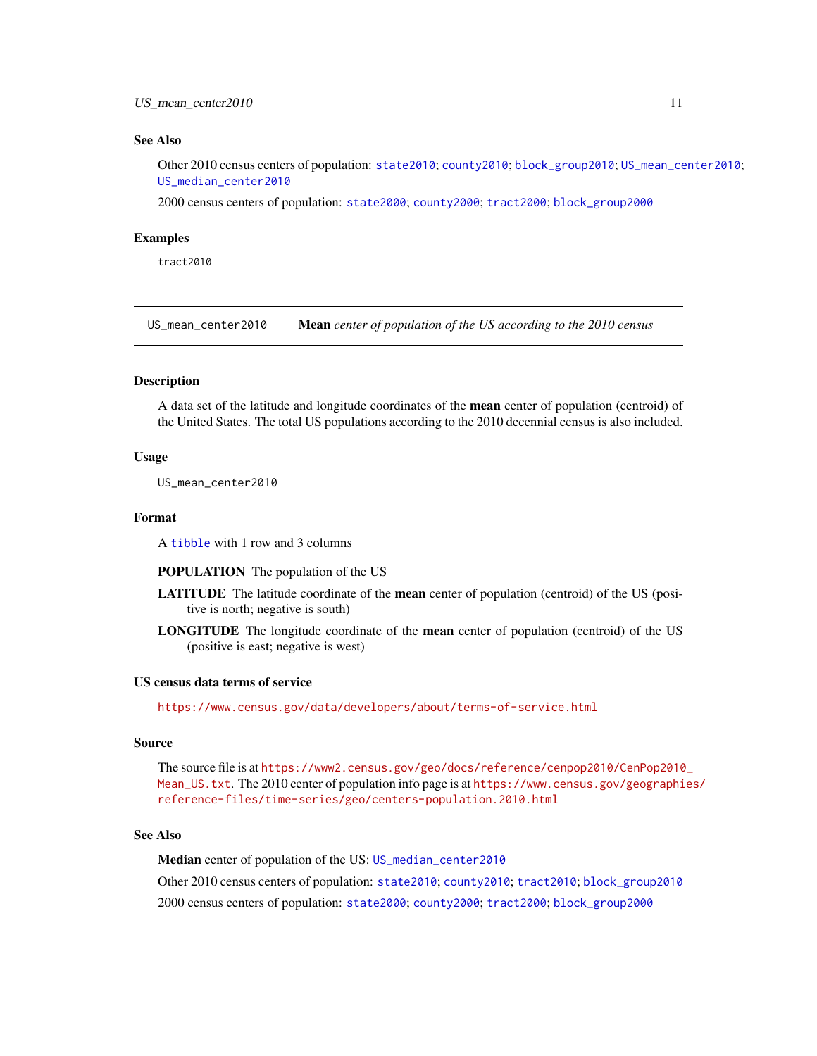### See Also

Other 2010 census centers of population: `state2010`; `county2010`; `block_group2010`; `US_mean_center2010`; `US_median_center2010`

2000 census centers of population: `state2000`; `county2000`; `tract2000`; `block_group2000`

### Examples

```
tract2010
```

---

## US_mean_center2010 — **Mean** *center of population of the US according to the 2010 census*

---

### Description

A data set of the latitude and longitude coordinates of the **mean** center of population (centroid) of the United States. The total US populations according to the 2010 decennial census is also included.

### Usage

```
US_mean_center2010
```

### Format

A `tibble` with 1 row and 3 columns

**POPULATION** The population of the US

**LATITUDE** The latitude coordinate of the **mean** center of population (centroid) of the US (positive is north; negative is south)

**LONGITUDE** The longitude coordinate of the **mean** center of population (centroid) of the US (positive is east; negative is west)

### US census data terms of service

https://www.census.gov/data/developers/about/terms-of-service.html

### Source

The source file is at https://www2.census.gov/geo/docs/reference/cenpop2010/CenPop2010_Mean_US.txt. The 2010 center of population info page is at https://www.census.gov/geographies/reference-files/time-series/geo/centers-population.2010.html

### See Also

**Median** center of population of the US: `US_median_center2010`

Other 2010 census centers of population: `state2010`; `county2010`; `tract2010`; `block_group2010`

2000 census centers of population: `state2000`; `county2000`; `tract2000`; `block_group2000`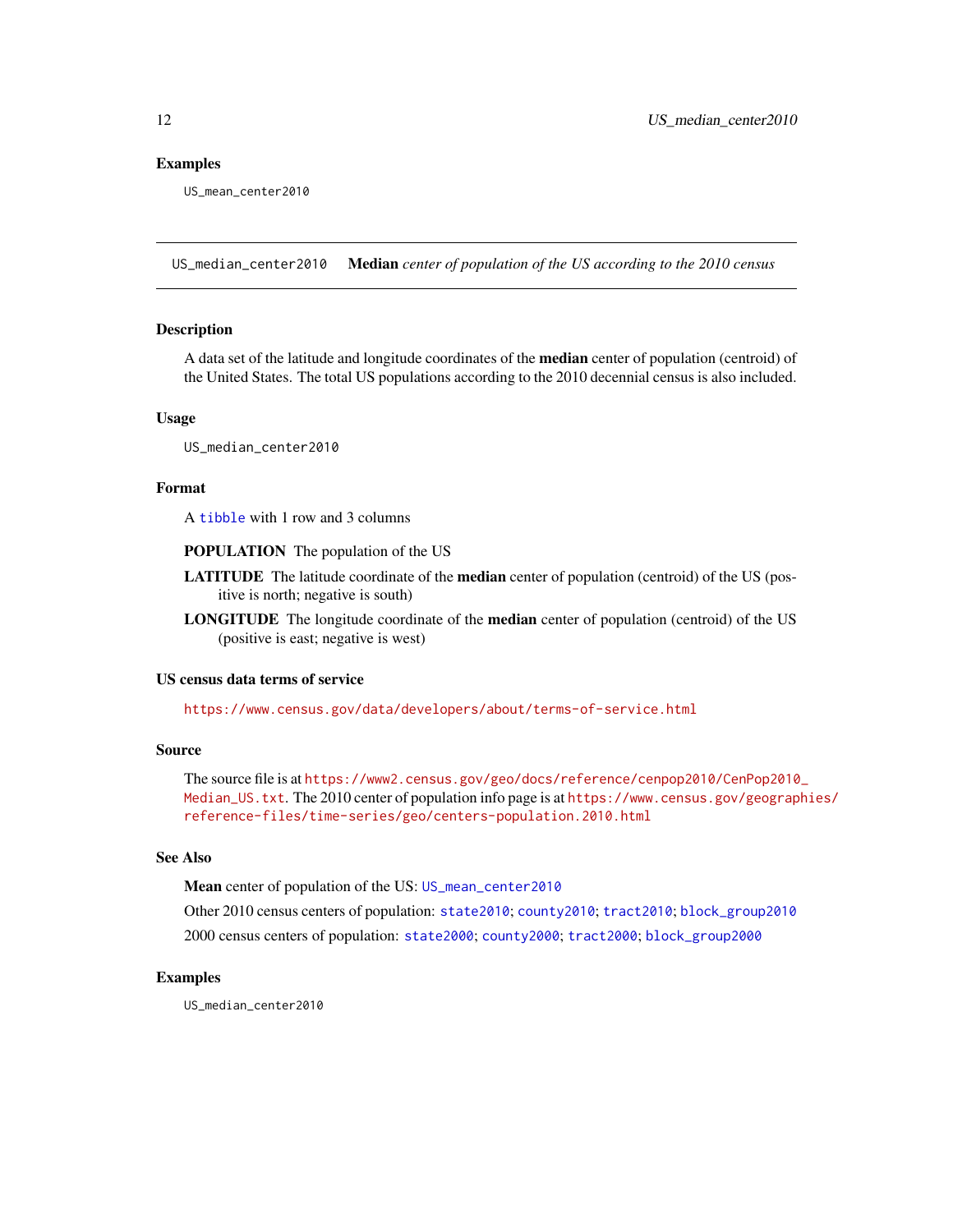## Examples

```
US_mean_center2010
```

---

## US_median_center2010 — **Median** *center of population of the US according to the 2010 census*

### Description

A data set of the latitude and longitude coordinates of the **median** center of population (centroid) of the United States. The total US populations according to the 2010 decennial census is also included.

### Usage

```
US_median_center2010
```

### Format

A `tibble` with 1 row and 3 columns

**POPULATION** The population of the US

**LATITUDE** The latitude coordinate of the **median** center of population (centroid) of the US (positive is north; negative is south)

**LONGITUDE** The longitude coordinate of the **median** center of population (centroid) of the US (positive is east; negative is west)

### US census data terms of service

https://www.census.gov/data/developers/about/terms-of-service.html

### Source

The source file is at https://www2.census.gov/geo/docs/reference/cenpop2010/CenPop2010_Median_US.txt. The 2010 center of population info page is at https://www.census.gov/geographies/reference-files/time-series/geo/centers-population.2010.html

### See Also

**Mean** center of population of the US: `US_mean_center2010`

Other 2010 census centers of population: `state2010`; `county2010`; `tract2010`; `block_group2010`

2000 census centers of population: `state2000`; `county2000`; `tract2000`; `block_group2000`

### Examples

```
US_median_center2010
```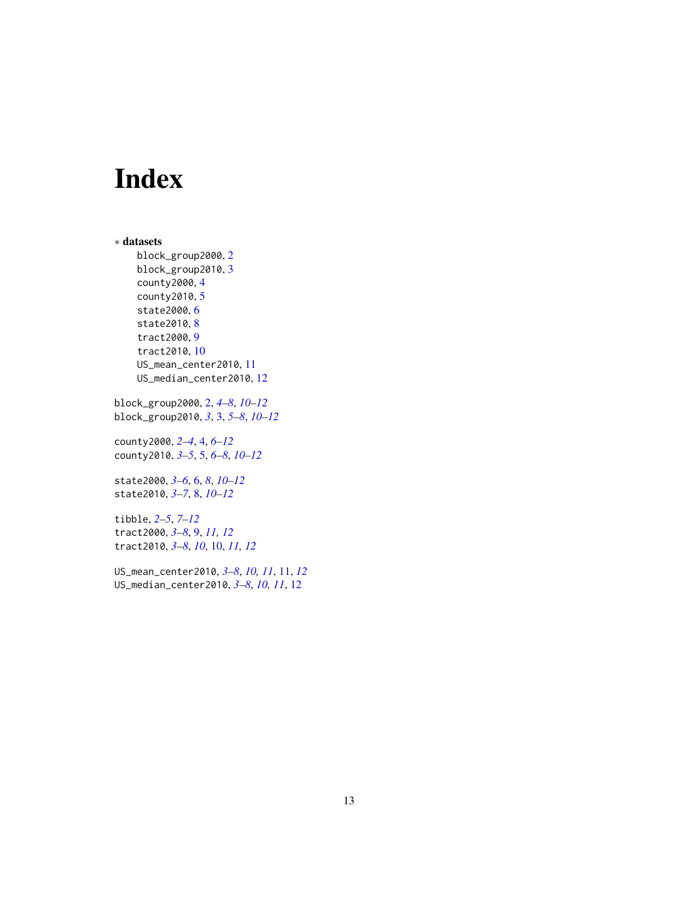# Index

∗ **datasets**

block_group2000, 2
block_group2010, 3
county2000, 4
county2010, 5
state2000, 6
state2010, 8
tract2000, 9
tract2010, 10
US_mean_center2010, 11
US_median_center2010, 12

block_group2000, 2, *4–8*, *10–12*
block_group2010, *3*, 3, *5–8*, *10–12*

county2000, *2–4*, 4, *6–12*
county2010, *3–5*, 5, *6–8*, *10–12*

state2000, *3–6*, 6, *8*, *10–12*
state2010, *3–7*, 8, *10–12*

tibble, *2–5*, *7–12*
tract2000, *3–8*, 9, *11, 12*
tract2010, *3–8*, *10*, 10, *11, 12*

US_mean_center2010, *3–8*, *10, 11*, 11, *12*
US_median_center2010, *3–8*, *10, 11*, 12